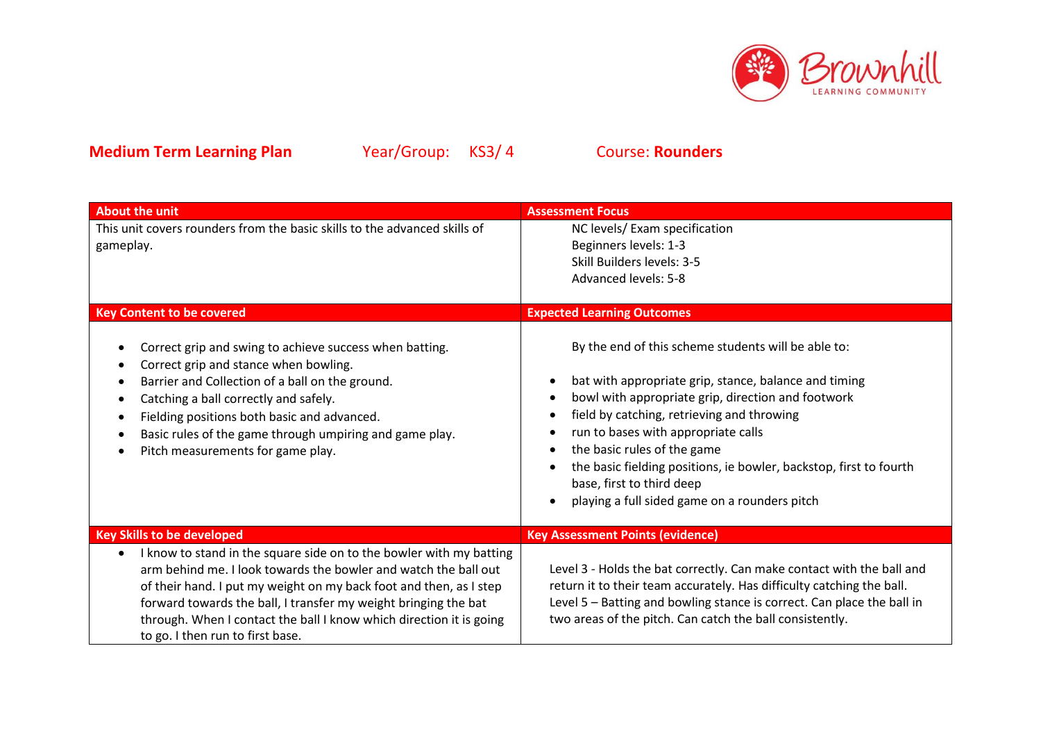Brownhill LEARNING COMMUNITY

**Medium Term Learning Plan** Year/Group: KS3/ 4 Course: **Rounders**

| About the unit | Assessment Focus |
| --- | --- |
| This unit covers rounders from the basic skills to the advanced skills of gameplay. | NC levels/ Exam specification<br>Beginners levels: 1-3<br>Skill Builders levels: 3-5<br>Advanced levels: 5-8 |
| **Key Content to be covered** | **Expected Learning Outcomes** |
| • Correct grip and swing to achieve success when batting.<br>• Correct grip and stance when bowling.<br>• Barrier and Collection of a ball on the ground.<br>• Catching a ball correctly and safely.<br>• Fielding positions both basic and advanced.<br>• Basic rules of the game through umpiring and game play.<br>• Pitch measurements for game play. | By the end of this scheme students will be able to:<br>• bat with appropriate grip, stance, balance and timing<br>• bowl with appropriate grip, direction and footwork<br>• field by catching, retrieving and throwing<br>• run to bases with appropriate calls<br>• the basic rules of the game<br>• the basic fielding positions, ie bowler, backstop, first to fourth base, first to third deep<br>• playing a full sided game on a rounders pitch |
| **Key Skills to be developed** | **Key Assessment Points (evidence)** |
| • I know to stand in the square side on to the bowler with my batting arm behind me. I look towards the bowler and watch the ball out of their hand. I put my weight on my back foot and then, as I step forward towards the ball, I transfer my weight bringing the bat through. When I contact the ball I know which direction it is going to go. I then run to first base. | Level 3 - Holds the bat correctly. Can make contact with the ball and return it to their team accurately. Has difficulty catching the ball.<br>Level 5 – Batting and bowling stance is correct. Can place the ball in two areas of the pitch. Can catch the ball consistently. |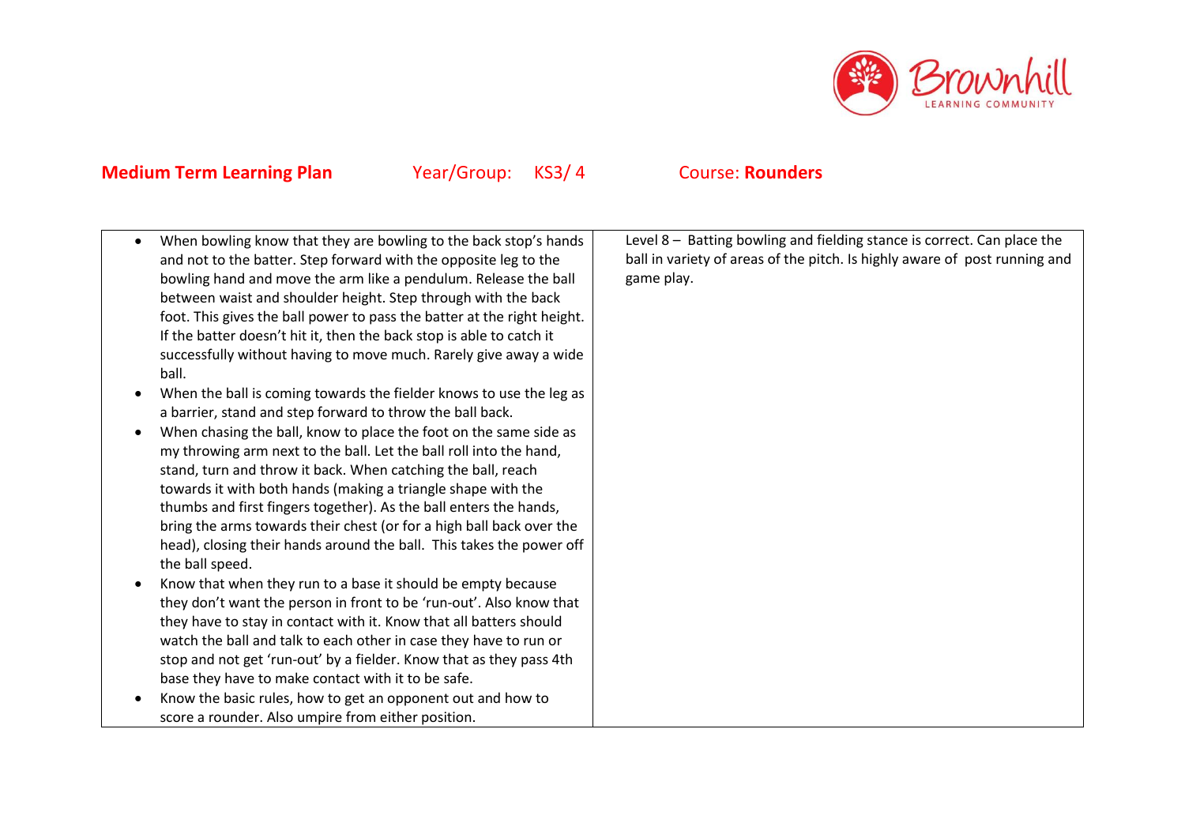**Medium Term Learning Plan** Year/Group: KS3/ 4 Course: **Rounders**

| | |
|---|---|
| <ul><li>When bowling know that they are bowling to the back stop's hands and not to the batter. Step forward with the opposite leg to the bowling hand and move the arm like a pendulum. Release the ball between waist and shoulder height. Step through with the back foot. This gives the ball power to pass the batter at the right height. If the batter doesn't hit it, then the back stop is able to catch it successfully without having to move much. Rarely give away a wide ball.</li><li>When the ball is coming towards the fielder knows to use the leg as a barrier, stand and step forward to throw the ball back.</li><li>When chasing the ball, know to place the foot on the same side as my throwing arm next to the ball. Let the ball roll into the hand, stand, turn and throw it back. When catching the ball, reach towards it with both hands (making a triangle shape with the thumbs and first fingers together). As the ball enters the hands, bring the arms towards their chest (or for a high ball back over the head), closing their hands around the ball. This takes the power off the ball speed.</li><li>Know that when they run to a base it should be empty because they don't want the person in front to be 'run-out'. Also know that they have to stay in contact with it. Know that all batters should watch the ball and talk to each other in case they have to run or stop and not get 'run-out' by a fielder. Know that as they pass 4th base they have to make contact with it to be safe.</li><li>Know the basic rules, how to get an opponent out and how to score a rounder. Also umpire from either position.</li></ul> | Level 8 – Batting bowling and fielding stance is correct. Can place the ball in variety of areas of the pitch. Is highly aware of post running and game play. |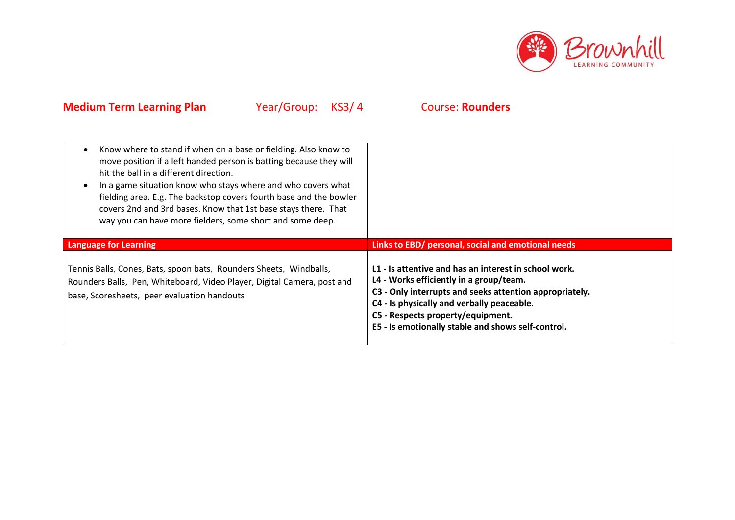**Medium Term Learning Plan** Year/Group: KS3/ 4 Course: **Rounders**

| | |
|---|---|
| • Know where to stand if when on a base or fielding. Also know to move position if a left handed person is batting because they will hit the ball in a different direction.<br>• In a game situation know who stays where and who covers what fielding area. E.g. The backstop covers fourth base and the bowler covers 2nd and 3rd bases. Know that 1st base stays there. That way you can have more fielders, some short and some deep. | |
| **Language for Learning** | **Links to EBD/ personal, social and emotional needs** |
| Tennis Balls, Cones, Bats, spoon bats, Rounders Sheets, Windballs, Rounders Balls, Pen, Whiteboard, Video Player, Digital Camera, post and base, Scoresheets, peer evaluation handouts | **L1 - Is attentive and has an interest in school work.**<br>**L4 - Works efficiently in a group/team.**<br>**C3 - Only interrupts and seeks attention appropriately.**<br>**C4 - Is physically and verbally peaceable.**<br>**C5 - Respects property/equipment.**<br>**E5 - Is emotionally stable and shows self-control.** |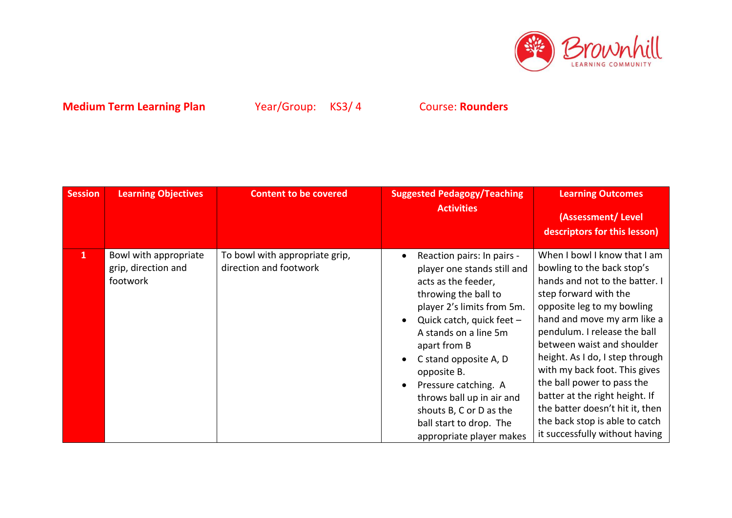**Medium Term Learning Plan** Year/Group: KS3/ 4 Course: **Rounders**

| Session | Learning Objectives | Content to be covered | Suggested Pedagogy/Teaching Activities | Learning Outcomes (Assessment/ Level descriptors for this lesson) |
|---|---|---|---|---|
| 1 | Bowl with appropriate grip, direction and footwork | To bowl with appropriate grip, direction and footwork | • Reaction pairs: In pairs - player one stands still and acts as the feeder, throwing the ball to player 2's limits from 5m. • Quick catch, quick feet – A stands on a line 5m apart from B • C stand opposite A, D opposite B. • Pressure catching. A throws ball up in air and shouts B, C or D as the ball start to drop. The appropriate player makes | When I bowl I know that I am bowling to the back stop's hands and not to the batter. I step forward with the opposite leg to my bowling hand and move my arm like a pendulum. I release the ball between waist and shoulder height. As I do, I step through with my back foot. This gives the ball power to pass the batter at the right height. If the batter doesn't hit it, then the back stop is able to catch it successfully without having |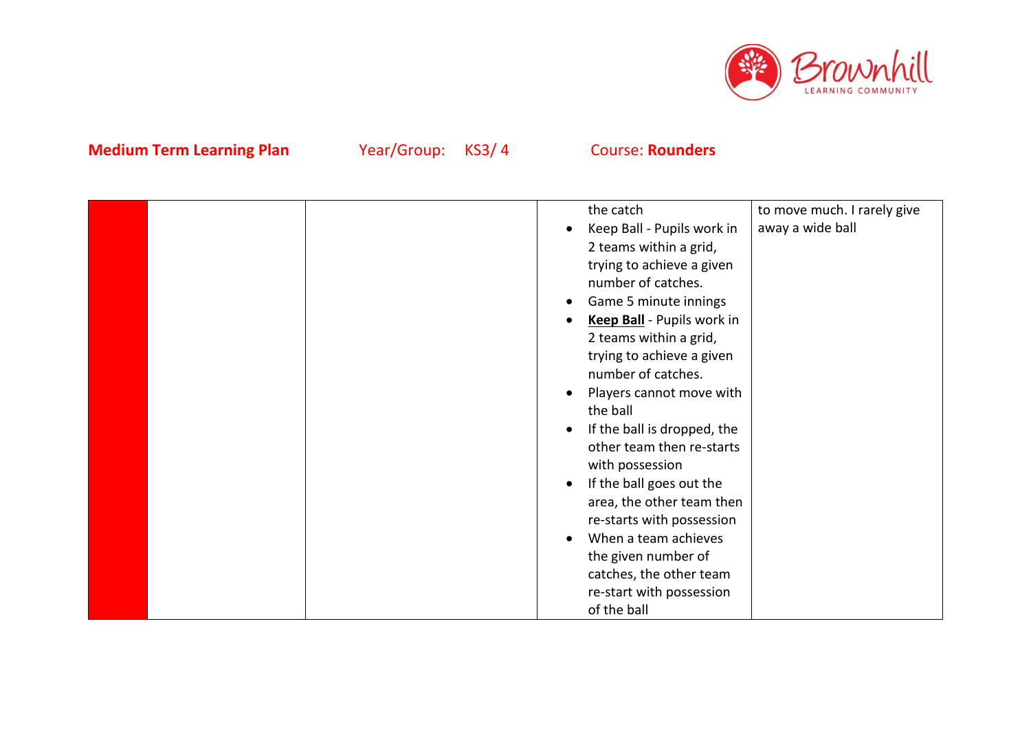**Medium Term Learning Plan** Year/Group: KS3/ 4 Course: **Rounders**

| | | | | |
|---|---|---|---|---|
| | | | the catch<br>• Keep Ball - Pupils work in 2 teams within a grid, trying to achieve a given number of catches.<br>• Game 5 minute innings<br>• **Keep Ball** - Pupils work in 2 teams within a grid, trying to achieve a given number of catches.<br>• Players cannot move with the ball<br>• If the ball is dropped, the other team then re-starts with possession<br>• If the ball goes out the area, the other team then re-starts with possession<br>• When a team achieves the given number of catches, the other team re-start with possession of the ball | to move much. I rarely give away a wide ball |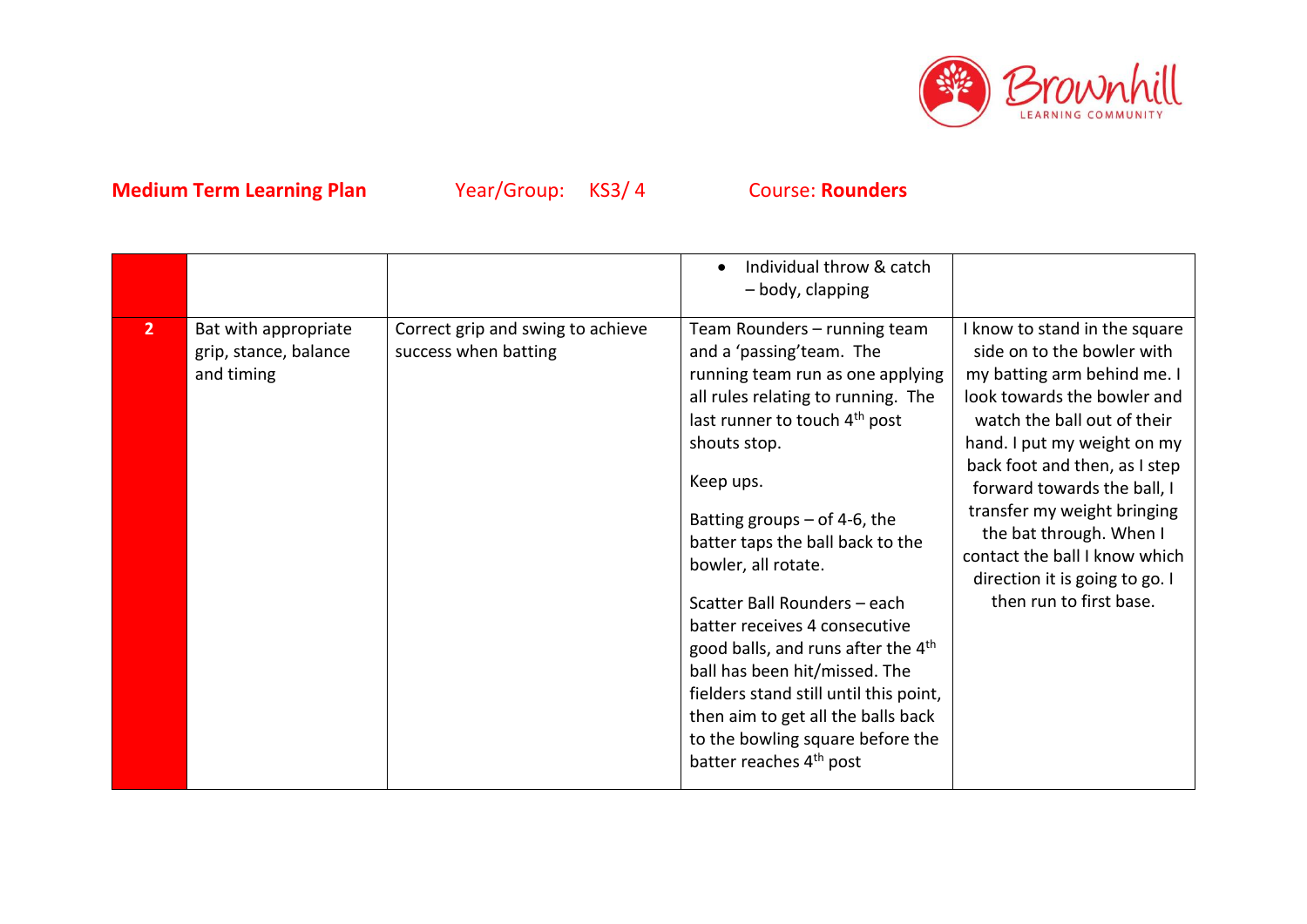**Medium Term Learning Plan** Year/Group: KS3/ 4 Course: **Rounders**

| | | | | |
|---|---|---|---|---|
| | | | • Individual throw & catch – body, clapping | |
| **2** | Bat with appropriate grip, stance, balance and timing | Correct grip and swing to achieve success when batting | Team Rounders – running team and a 'passing'team. The running team run as one applying all rules relating to running. The last runner to touch 4th post shouts stop.<br><br>Keep ups.<br><br>Batting groups – of 4-6, the batter taps the ball back to the bowler, all rotate.<br><br>Scatter Ball Rounders – each batter receives 4 consecutive good balls, and runs after the 4th ball has been hit/missed. The fielders stand still until this point, then aim to get all the balls back to the bowling square before the batter reaches 4th post | I know to stand in the square side on to the bowler with my batting arm behind me. I look towards the bowler and watch the ball out of their hand. I put my weight on my back foot and then, as I step forward towards the ball, I transfer my weight bringing the bat through. When I contact the ball I know which direction it is going to go. I then run to first base. |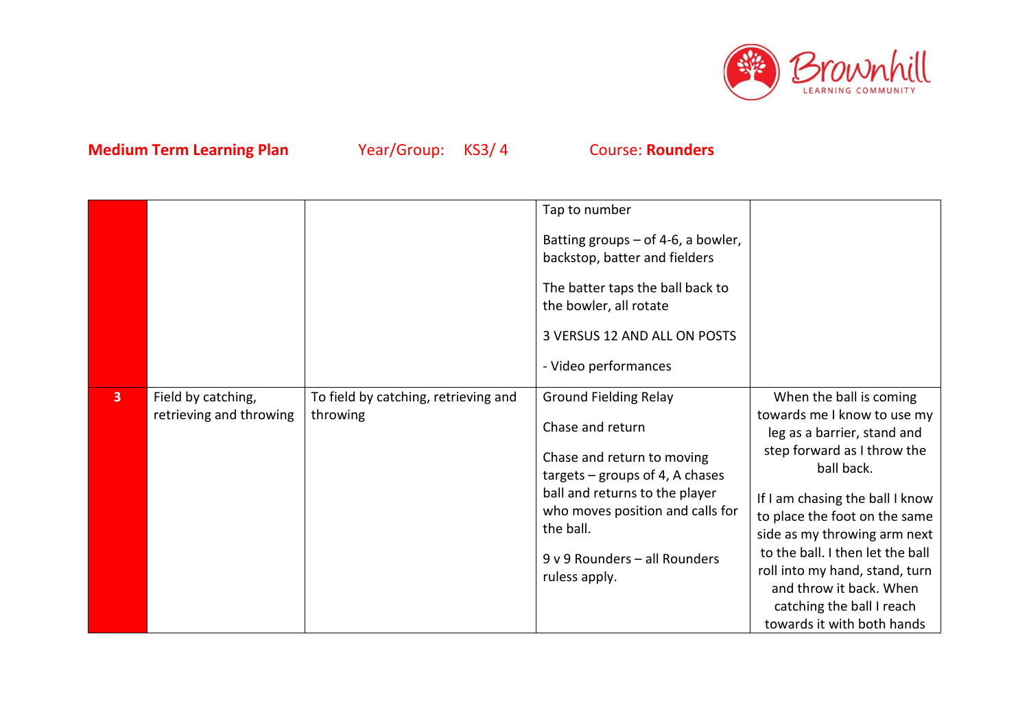**Medium Term Learning Plan** Year/Group: KS3/ 4 Course: **Rounders**

| | | | | |
|---|---|---|---|---|
| | | | Tap to number<br><br>Batting groups – of 4-6, a bowler, backstop, batter and fielders<br><br>The batter taps the ball back to the bowler, all rotate<br><br>3 VERSUS 12 AND ALL ON POSTS<br><br>- Video performances | |
| **3** | Field by catching, retrieving and throwing | To field by catching, retrieving and throwing | Ground Fielding Relay<br><br>Chase and return<br><br>Chase and return to moving targets – groups of 4, A chases ball and returns to the player who moves position and calls for the ball.<br><br>9 v 9 Rounders – all Rounders ruless apply. | When the ball is coming towards me I know to use my leg as a barrier, stand and step forward as I throw the ball back.<br><br>If I am chasing the ball I know to place the foot on the same side as my throwing arm next to the ball. I then let the ball roll into my hand, stand, turn and throw it back. When catching the ball I reach towards it with both hands |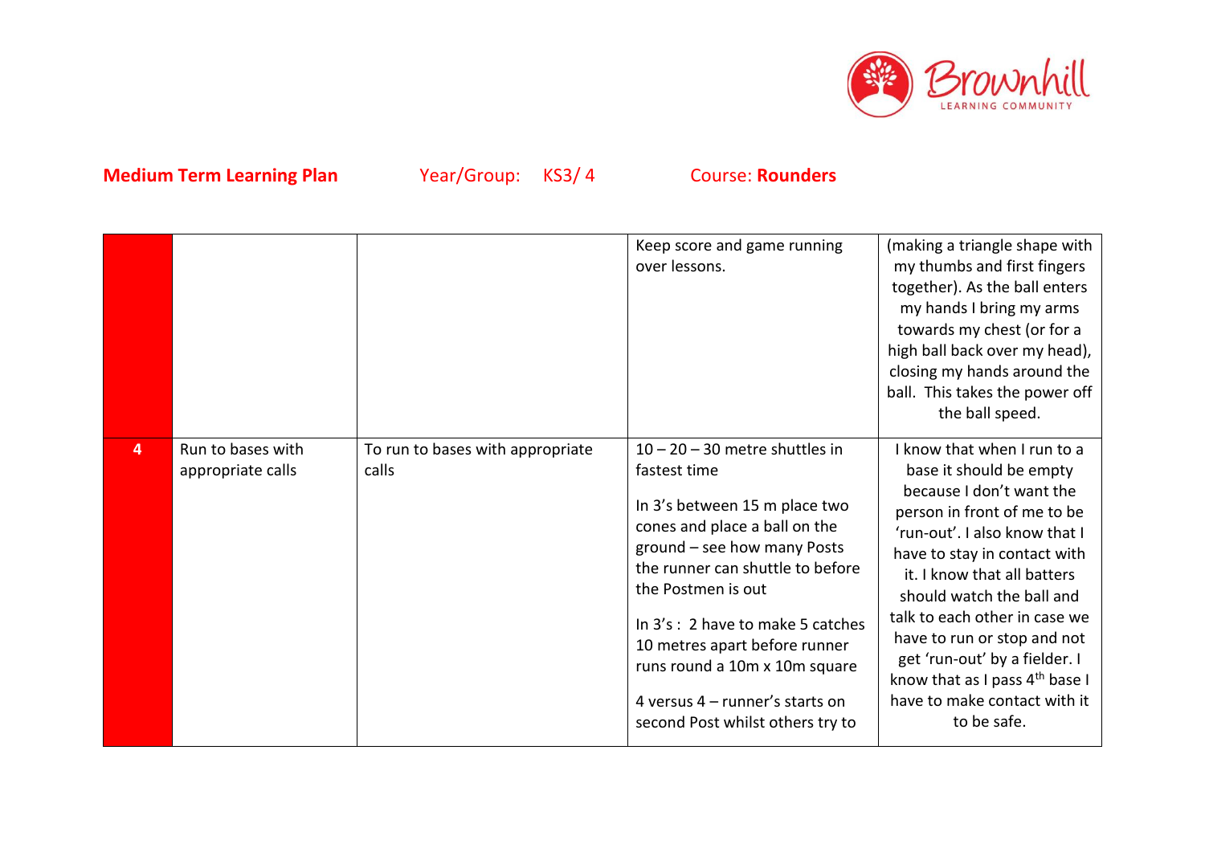**Medium Term Learning Plan** Year/Group: KS3/ 4 Course: **Rounders**

| | | | | |
|---|---|---|---|---|
| | | | Keep score and game running over lessons. | (making a triangle shape with my thumbs and first fingers together). As the ball enters my hands I bring my arms towards my chest (or for a high ball back over my head), closing my hands around the ball. This takes the power off the ball speed. |
| **4** | Run to bases with appropriate calls | To run to bases with appropriate calls | 10 – 20 – 30 metre shuttles in fastest time<br><br>In 3's between 15 m place two cones and place a ball on the ground – see how many Posts the runner can shuttle to before the Postmen is out<br><br>In 3's : 2 have to make 5 catches 10 metres apart before runner runs round a 10m x 10m square<br><br>4 versus 4 – runner's starts on second Post whilst others try to | I know that when I run to a base it should be empty because I don't want the person in front of me to be 'run-out'. I also know that I have to stay in contact with it. I know that all batters should watch the ball and talk to each other in case we have to run or stop and not get 'run-out' by a fielder. I know that as I pass 4th base I have to make contact with it to be safe. |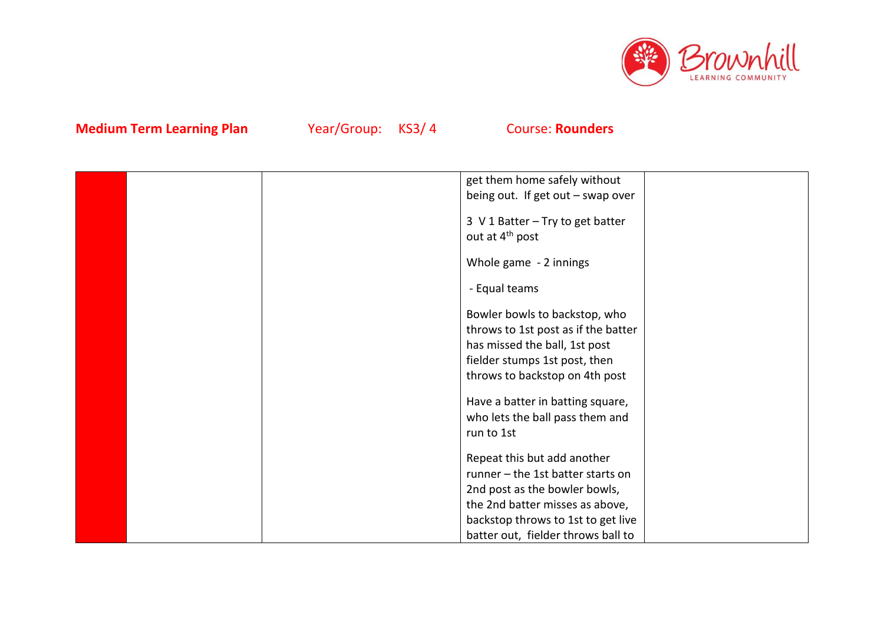**Medium Term Learning Plan** Year/Group: KS3/ 4 Course: **Rounders**

| | | | | |
|---|---|---|---|---|
| | | | get them home safely without being out. If get out – swap over<br><br>3 V 1 Batter – Try to get batter out at 4th post<br><br>Whole game - 2 innings<br><br>- Equal teams<br><br>Bowler bowls to backstop, who throws to 1st post as if the batter has missed the ball, 1st post fielder stumps 1st post, then throws to backstop on 4th post<br><br>Have a batter in batting square, who lets the ball pass them and run to 1st<br><br>Repeat this but add another runner – the 1st batter starts on 2nd post as the bowler bowls, the 2nd batter misses as above, backstop throws to 1st to get live batter out, fielder throws ball to | |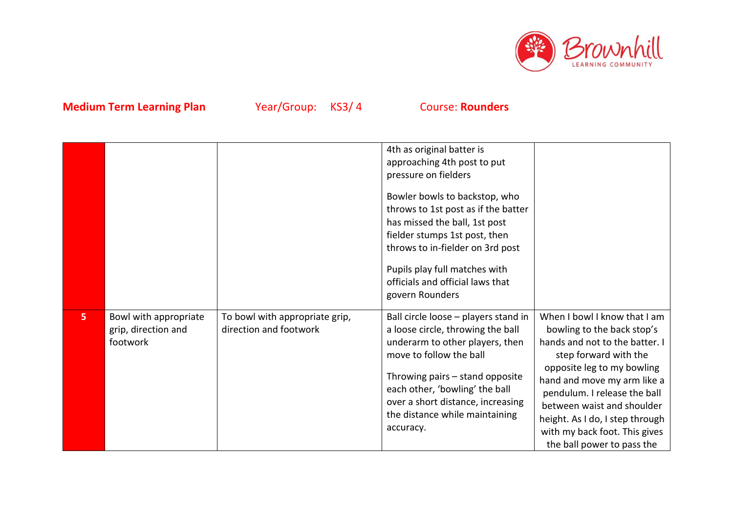**Medium Term Learning Plan** Year/Group: KS3/ 4 Course: **Rounders**

| | | | | |
|---|---|---|---|---|
| | | | 4th as original batter is approaching 4th post to put pressure on fielders<br><br>Bowler bowls to backstop, who throws to 1st post as if the batter has missed the ball, 1st post fielder stumps 1st post, then throws to in-fielder on 3rd post<br><br>Pupils play full matches with officials and official laws that govern Rounders | |
| **5** | Bowl with appropriate grip, direction and footwork | To bowl with appropriate grip, direction and footwork | Ball circle loose – players stand in a loose circle, throwing the ball underarm to other players, then move to follow the ball<br><br>Throwing pairs – stand opposite each other, 'bowling' the ball over a short distance, increasing the distance while maintaining accuracy. | When I bowl I know that I am bowling to the back stop's hands and not to the batter. I step forward with the opposite leg to my bowling hand and move my arm like a pendulum. I release the ball between waist and shoulder height. As I do, I step through with my back foot. This gives the ball power to pass the |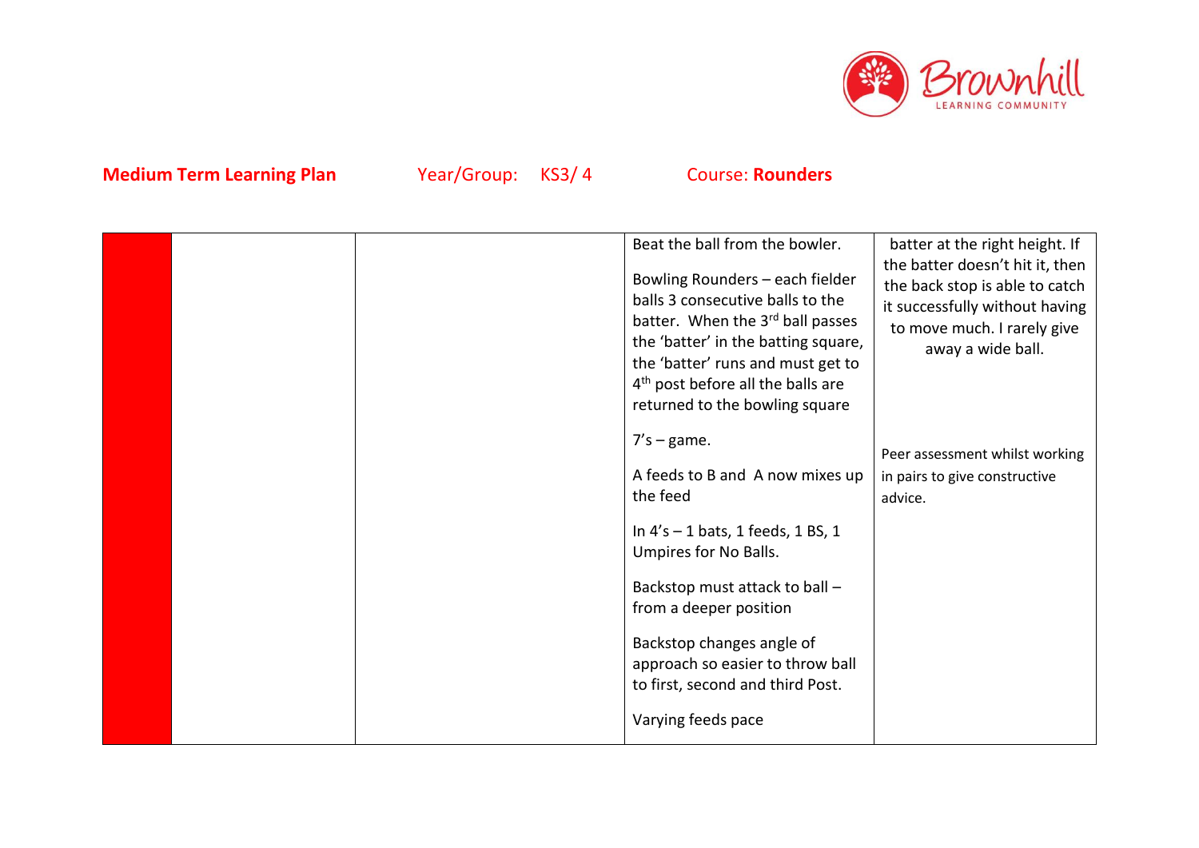**Medium Term Learning Plan** Year/Group: KS3/ 4 Course: **Rounders**

| | | | | |
|---|---|---|---|---|
| | | | Beat the ball from the bowler.<br><br>Bowling Rounders – each fielder balls 3 consecutive balls to the batter. When the 3rd ball passes the 'batter' in the batting square, the 'batter' runs and must get to 4th post before all the balls are returned to the bowling square<br><br>7's – game.<br><br>A feeds to B and A now mixes up the feed<br><br>In 4's – 1 bats, 1 feeds, 1 BS, 1 Umpires for No Balls.<br><br>Backstop must attack to ball – from a deeper position<br><br>Backstop changes angle of approach so easier to throw ball to first, second and third Post.<br><br>Varying feeds pace | batter at the right height. If the batter doesn't hit it, then the back stop is able to catch it successfully without having to move much. I rarely give away a wide ball.<br><br>Peer assessment whilst working in pairs to give constructive advice. |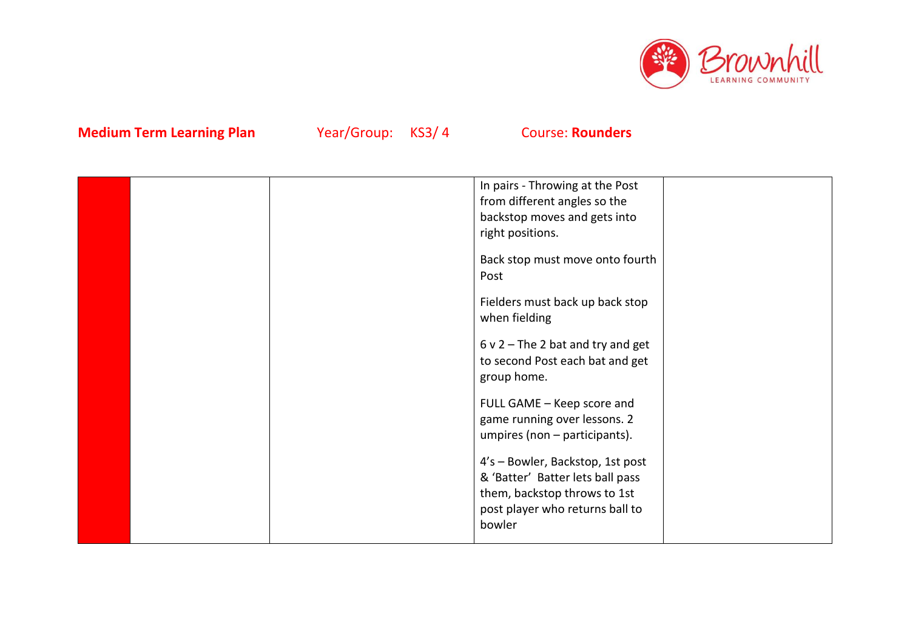**Medium Term Learning Plan** Year/Group: KS3/ 4 Course: **Rounders**

| | | | | |
|---|---|---|---|---|
| | | | In pairs - Throwing at the Post from different angles so the backstop moves and gets into right positions.<br><br>Back stop must move onto fourth Post<br><br>Fielders must back up back stop when fielding<br><br>6 v 2 – The 2 bat and try and get to second Post each bat and get group home.<br><br>FULL GAME – Keep score and game running over lessons. 2 umpires (non – participants).<br><br>4's – Bowler, Backstop, 1st post & 'Batter' Batter lets ball pass them, backstop throws to 1st post player who returns ball to bowler | |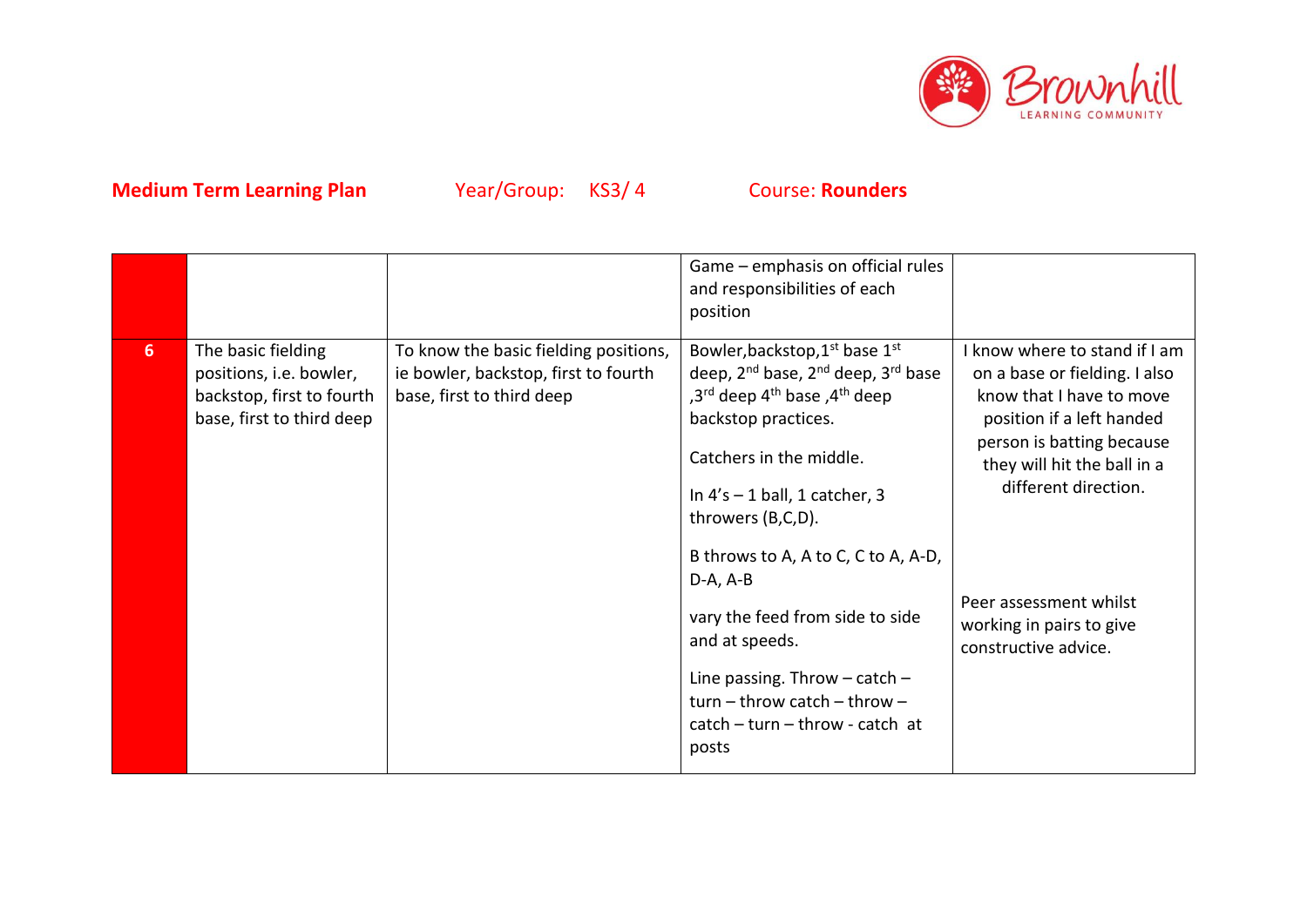**Medium Term Learning Plan** Year/Group: KS3/ 4 Course: **Rounders**

| | | | | |
|---|---|---|---|---|
| | | | Game – emphasis on official rules and responsibilities of each position | |
| 6 | The basic fielding positions, i.e. bowler, backstop, first to fourth base, first to third deep | To know the basic fielding positions, ie bowler, backstop, first to fourth base, first to third deep | Bowler,backstop,1st base 1st deep, 2nd base, 2nd deep, 3rd base ,3rd deep 4th base ,4th deep backstop practices.<br><br>Catchers in the middle.<br><br>In 4's – 1 ball, 1 catcher, 3 throwers (B,C,D).<br><br>B throws to A, A to C, C to A, A-D, D-A, A-B<br><br>vary the feed from side to side and at speeds.<br><br>Line passing. Throw – catch – turn – throw catch – throw – catch – turn – throw - catch at posts | I know where to stand if I am on a base or fielding. I also know that I have to move position if a left handed person is batting because they will hit the ball in a different direction.<br><br>Peer assessment whilst working in pairs to give constructive advice. |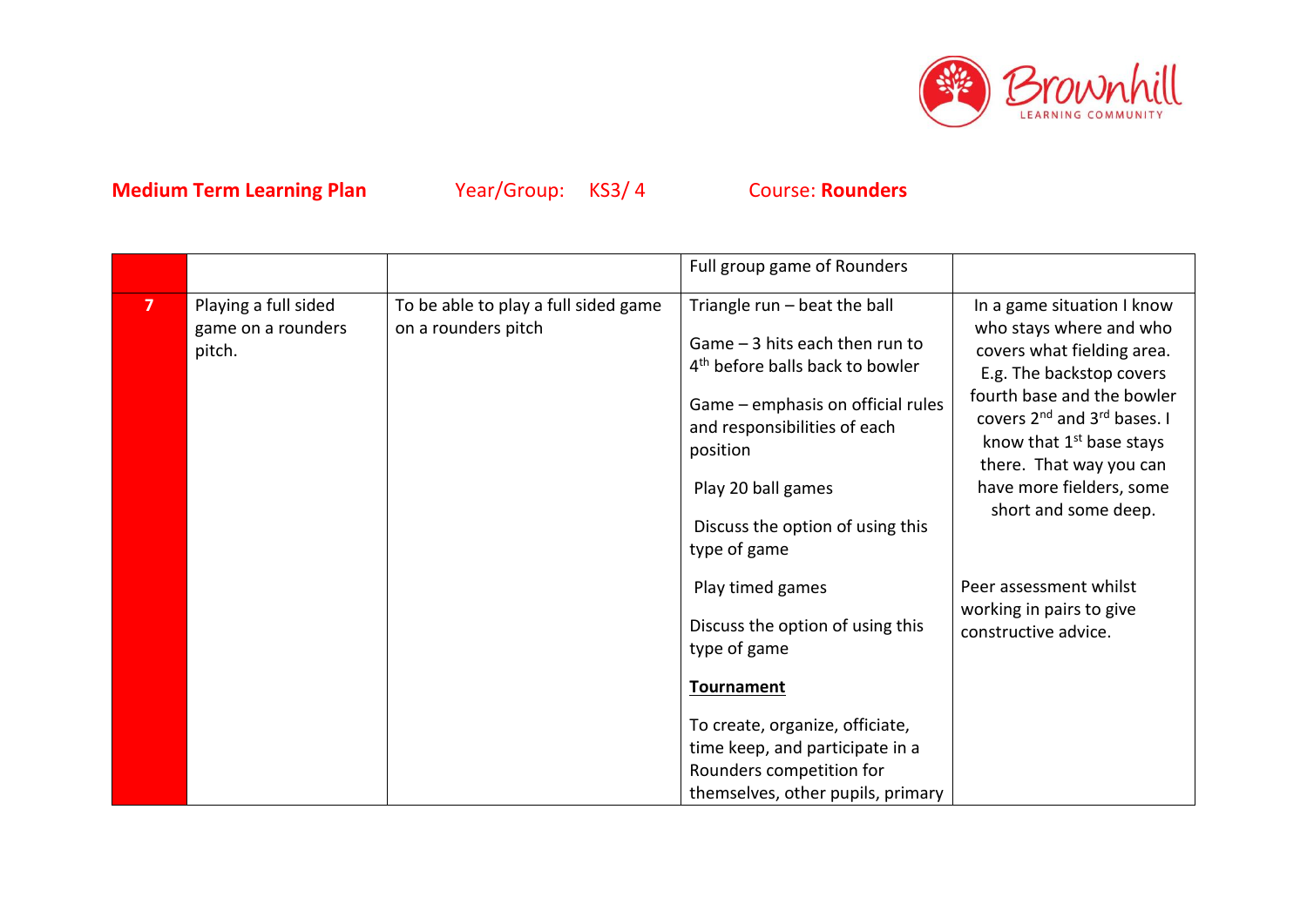**Medium Term Learning Plan** Year/Group: KS3/ 4 Course: **Rounders**

| | | | | |
|---|---|---|---|---|
| | | | Full group game of Rounders | |
| 7 | Playing a full sided game on a rounders pitch. | To be able to play a full sided game on a rounders pitch | Triangle run – beat the ball<br><br>Game – 3 hits each then run to 4th before balls back to bowler<br><br>Game – emphasis on official rules and responsibilities of each position<br><br>Play 20 ball games<br><br>Discuss the option of using this type of game<br><br>Play timed games<br><br>Discuss the option of using this type of game<br><br>**Tournament**<br><br>To create, organize, officiate, time keep, and participate in a Rounders competition for themselves, other pupils, primary | In a game situation I know who stays where and who covers what fielding area. E.g. The backstop covers fourth base and the bowler covers 2nd and 3rd bases. I know that 1st base stays there. That way you can have more fielders, some short and some deep.<br><br>Peer assessment whilst working in pairs to give constructive advice. |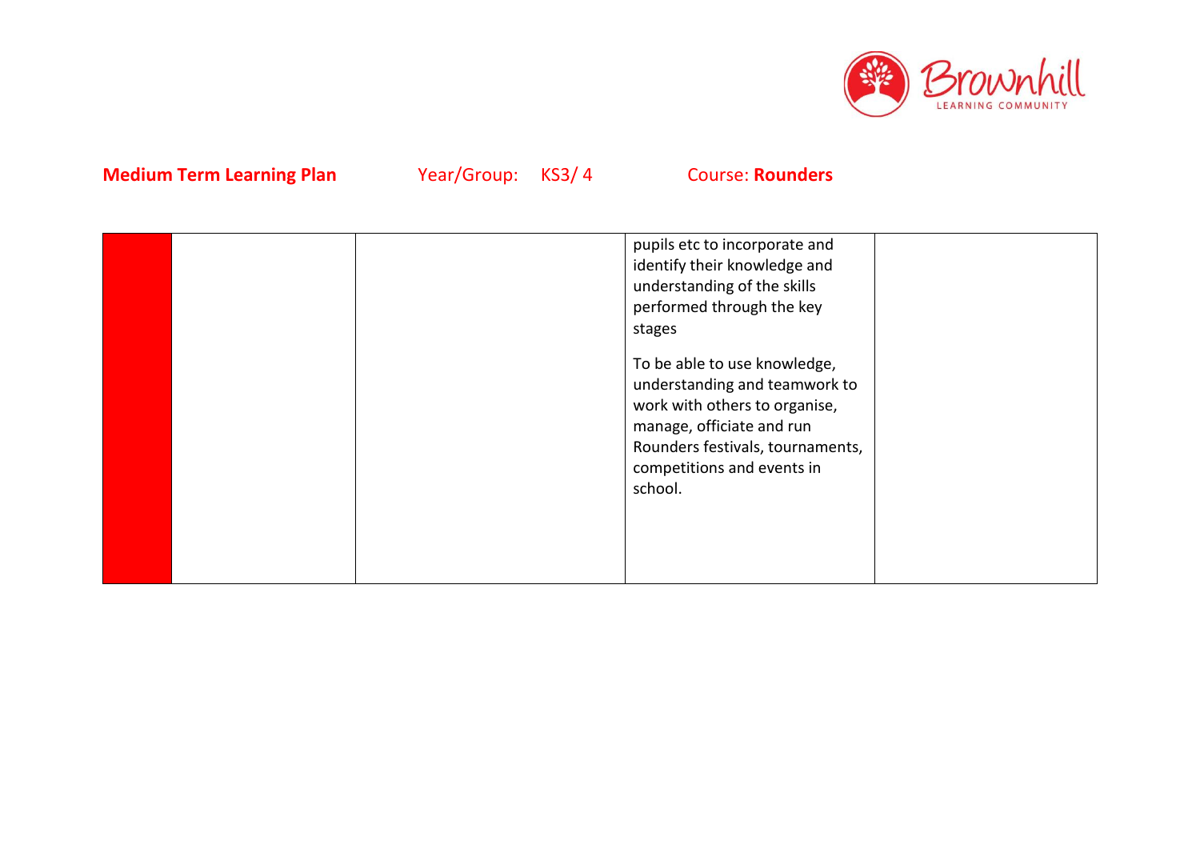**Medium Term Learning Plan** Year/Group: KS3/ 4 Course: **Rounders**

| | | | | |
|---|---|---|---|---|
| | | | pupils etc to incorporate and identify their knowledge and understanding of the skills performed through the key stages<br><br>To be able to use knowledge, understanding and teamwork to work with others to organise, manage, officiate and run Rounders festivals, tournaments, competitions and events in school. | |